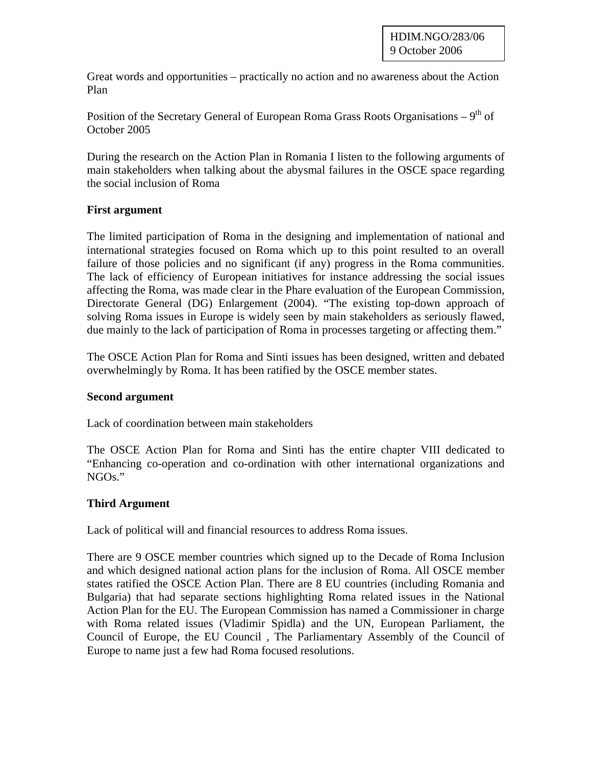HDIM.NGO/283/06
9 October 2006

Great words and opportunities – practically no action and no awareness about the Action Plan

Position of the Secretary General of European Roma Grass Roots Organisations – 9th of October 2005

During the research on the Action Plan in Romania I listen to the following arguments of main stakeholders when talking about the abysmal failures in the OSCE space regarding the social inclusion of Roma

**First argument**

The limited participation of Roma in the designing and implementation of national and international strategies focused on Roma which up to this point resulted to an overall failure of those policies and no significant (if any) progress in the Roma communities. The lack of efficiency of European initiatives for instance addressing the social issues affecting the Roma, was made clear in the Phare evaluation of the European Commission, Directorate General (DG) Enlargement (2004). "The existing top-down approach of solving Roma issues in Europe is widely seen by main stakeholders as seriously flawed, due mainly to the lack of participation of Roma in processes targeting or affecting them."

The OSCE Action Plan for Roma and Sinti issues has been designed, written and debated overwhelmingly by Roma. It has been ratified by the OSCE member states.

**Second argument**

Lack of coordination between main stakeholders

The OSCE Action Plan for Roma and Sinti has the entire chapter VIII dedicated to "Enhancing co-operation and co-ordination with other international organizations and NGOs."

**Third Argument**

Lack of political will and financial resources to address Roma issues.

There are 9 OSCE member countries which signed up to the Decade of Roma Inclusion and which designed national action plans for the inclusion of Roma. All OSCE member states ratified the OSCE Action Plan. There are 8 EU countries (including Romania and Bulgaria) that had separate sections highlighting Roma related issues in the National Action Plan for the EU. The European Commission has named a Commissioner in charge with Roma related issues (Vladimir Spidla) and the UN, European Parliament, the Council of Europe, the EU Council , The Parliamentary Assembly of the Council of Europe to name just a few had Roma focused resolutions.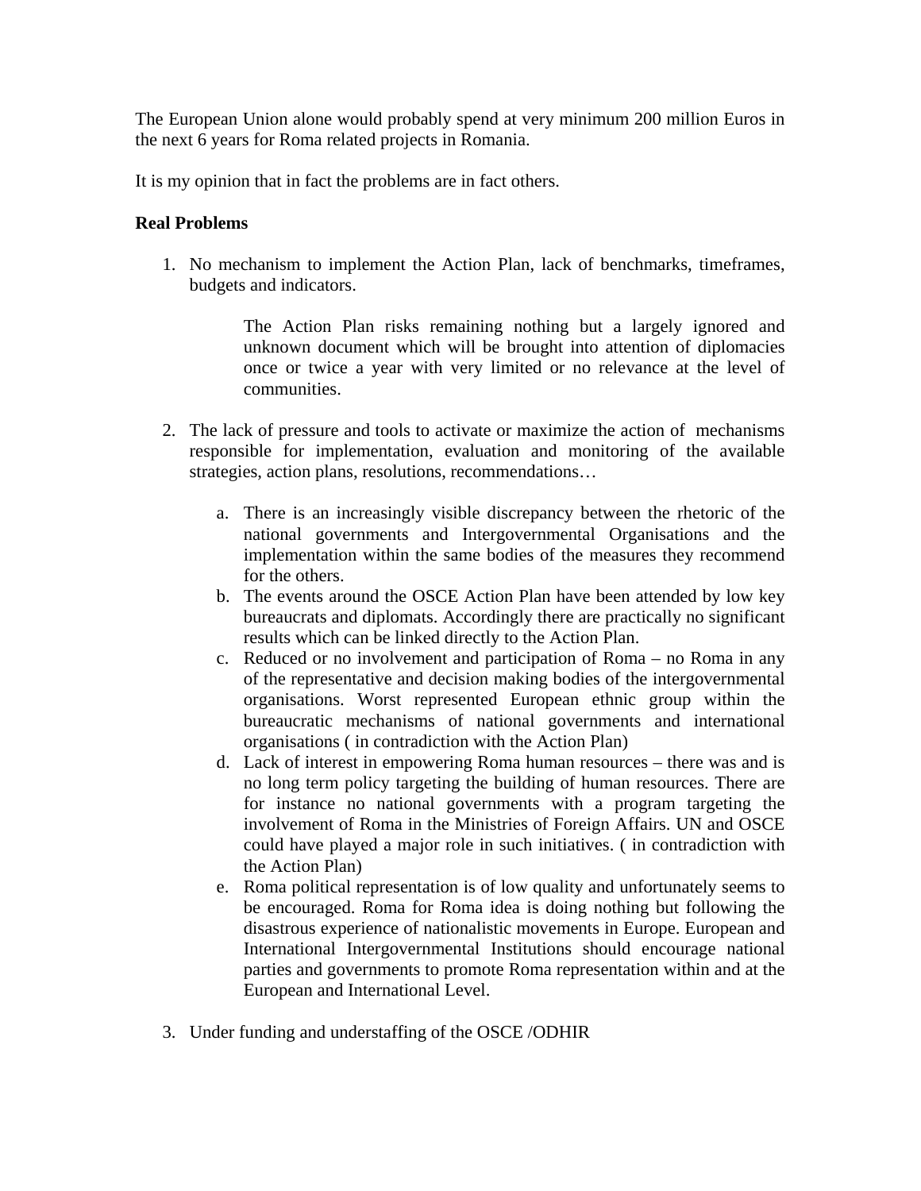The European Union alone would probably spend at very minimum 200 million Euros in the next 6 years for Roma related projects in Romania.

It is my opinion that in fact the problems are in fact others.

**Real Problems**

1. No mechanism to implement the Action Plan, lack of benchmarks, timeframes, budgets and indicators.

   The Action Plan risks remaining nothing but a largely ignored and unknown document which will be brought into attention of diplomacies once or twice a year with very limited or no relevance at the level of communities.

2. The lack of pressure and tools to activate or maximize the action of mechanisms responsible for implementation, evaluation and monitoring of the available strategies, action plans, resolutions, recommendations…

   a. There is an increasingly visible discrepancy between the rhetoric of the national governments and Intergovernmental Organisations and the implementation within the same bodies of the measures they recommend for the others.
   b. The events around the OSCE Action Plan have been attended by low key bureaucrats and diplomats. Accordingly there are practically no significant results which can be linked directly to the Action Plan.
   c. Reduced or no involvement and participation of Roma – no Roma in any of the representative and decision making bodies of the intergovernmental organisations. Worst represented European ethnic group within the bureaucratic mechanisms of national governments and international organisations ( in contradiction with the Action Plan)
   d. Lack of interest in empowering Roma human resources – there was and is no long term policy targeting the building of human resources. There are for instance no national governments with a program targeting the involvement of Roma in the Ministries of Foreign Affairs. UN and OSCE could have played a major role in such initiatives. ( in contradiction with the Action Plan)
   e. Roma political representation is of low quality and unfortunately seems to be encouraged. Roma for Roma idea is doing nothing but following the disastrous experience of nationalistic movements in Europe. European and International Intergovernmental Institutions should encourage national parties and governments to promote Roma representation within and at the European and International Level.

3. Under funding and understaffing of the OSCE /ODHIR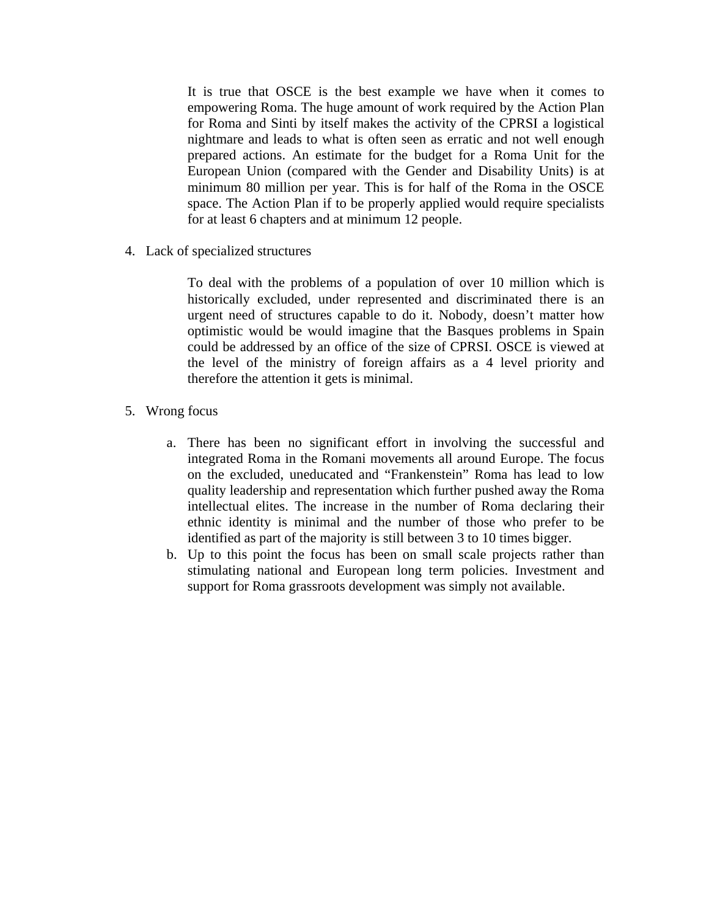It is true that OSCE is the best example we have when it comes to empowering Roma. The huge amount of work required by the Action Plan for Roma and Sinti by itself makes the activity of the CPRSI a logistical nightmare and leads to what is often seen as erratic and not well enough prepared actions. An estimate for the budget for a Roma Unit for the European Union (compared with the Gender and Disability Units) is at minimum 80 million per year. This is for half of the Roma in the OSCE space. The Action Plan if to be properly applied would require specialists for at least 6 chapters and at minimum 12 people.

4. Lack of specialized structures

    To deal with the problems of a population of over 10 million which is historically excluded, under represented and discriminated there is an urgent need of structures capable to do it. Nobody, doesn't matter how optimistic would be would imagine that the Basques problems in Spain could be addressed by an office of the size of CPRSI. OSCE is viewed at the level of the ministry of foreign affairs as a 4 level priority and therefore the attention it gets is minimal.

5. Wrong focus

    a. There has been no significant effort in involving the successful and integrated Roma in the Romani movements all around Europe. The focus on the excluded, uneducated and "Frankenstein" Roma has lead to low quality leadership and representation which further pushed away the Roma intellectual elites. The increase in the number of Roma declaring their ethnic identity is minimal and the number of those who prefer to be identified as part of the majority is still between 3 to 10 times bigger.
    b. Up to this point the focus has been on small scale projects rather than stimulating national and European long term policies. Investment and support for Roma grassroots development was simply not available.